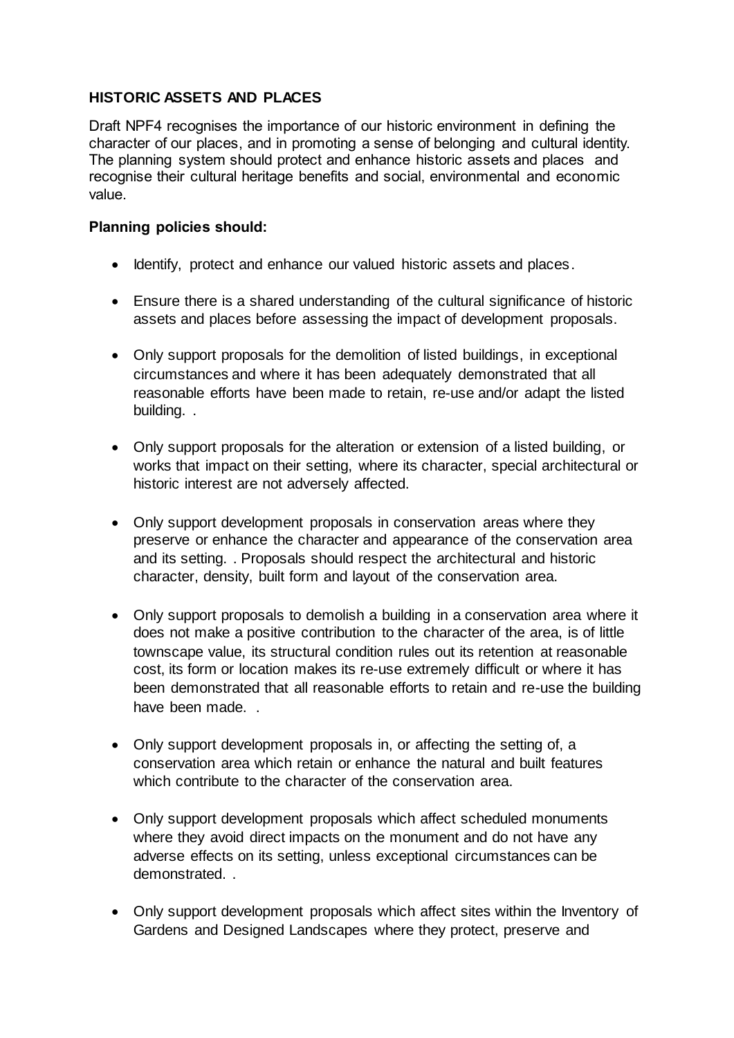## HISTORIC ASSETS AND PLACES

Draft NPF4 recognises the importance of our historic environment in defining the character of our places, and in promoting a sense of belonging and cultural identity. The planning system should protect and enhance historic assets and places and recognise their cultural heritage benefits and social, environmental and economic value.

**Planning policies should:**

- Identify, protect and enhance our valued historic assets and places.
- Ensure there is a shared understanding of the cultural significance of historic assets and places before assessing the impact of development proposals.
- Only support proposals for the demolition of listed buildings, in exceptional circumstances and where it has been adequately demonstrated that all reasonable efforts have been made to retain, re-use and/or adapt the listed building. .
- Only support proposals for the alteration or extension of a listed building, or works that impact on their setting, where its character, special architectural or historic interest are not adversely affected.
- Only support development proposals in conservation areas where they preserve or enhance the character and appearance of the conservation area and its setting. . Proposals should respect the architectural and historic character, density, built form and layout of the conservation area.
- Only support proposals to demolish a building in a conservation area where it does not make a positive contribution to the character of the area, is of little townscape value, its structural condition rules out its retention at reasonable cost, its form or location makes its re-use extremely difficult or where it has been demonstrated that all reasonable efforts to retain and re-use the building have been made. .
- Only support development proposals in, or affecting the setting of, a conservation area which retain or enhance the natural and built features which contribute to the character of the conservation area.
- Only support development proposals which affect scheduled monuments where they avoid direct impacts on the monument and do not have any adverse effects on its setting, unless exceptional circumstances can be demonstrated. .
- Only support development proposals which affect sites within the Inventory of Gardens and Designed Landscapes where they protect, preserve and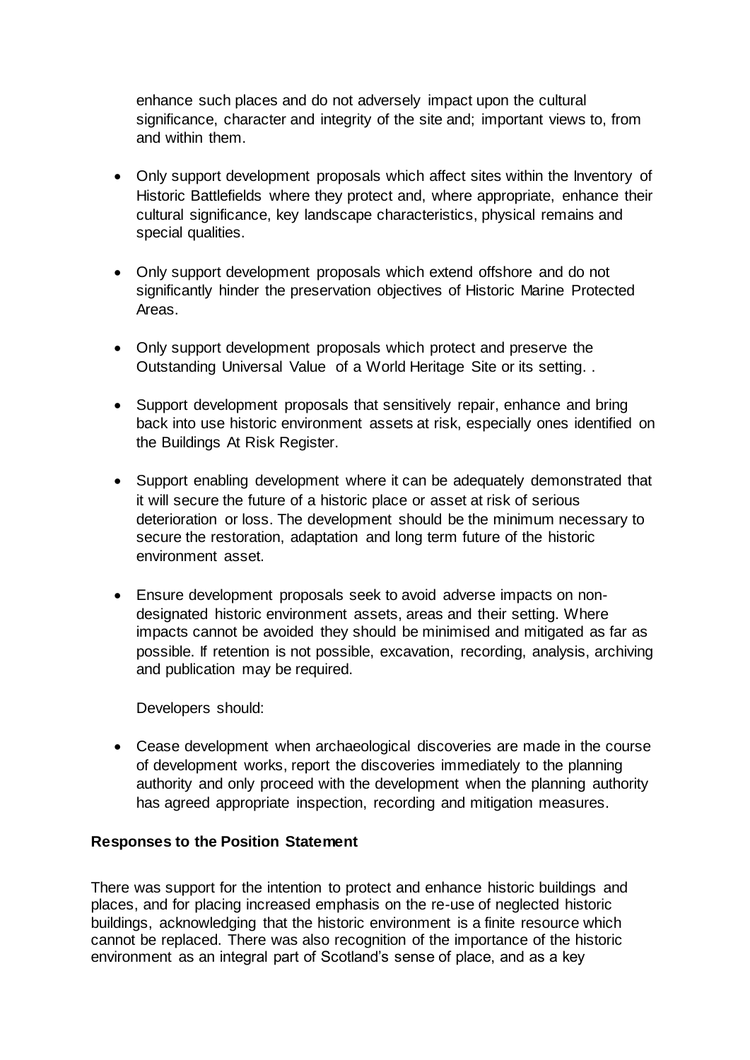enhance such places and do not adversely impact upon the cultural significance, character and integrity of the site and; important views to, from and within them.

- Only support development proposals which affect sites within the Inventory of Historic Battlefields where they protect and, where appropriate, enhance their cultural significance, key landscape characteristics, physical remains and special qualities.
- Only support development proposals which extend offshore and do not significantly hinder the preservation objectives of Historic Marine Protected Areas.
- Only support development proposals which protect and preserve the Outstanding Universal Value of a World Heritage Site or its setting. .
- Support development proposals that sensitively repair, enhance and bring back into use historic environment assets at risk, especially ones identified on the Buildings At Risk Register.
- Support enabling development where it can be adequately demonstrated that it will secure the future of a historic place or asset at risk of serious deterioration or loss. The development should be the minimum necessary to secure the restoration, adaptation and long term future of the historic environment asset.
- Ensure development proposals seek to avoid adverse impacts on non-designated historic environment assets, areas and their setting. Where impacts cannot be avoided they should be minimised and mitigated as far as possible. If retention is not possible, excavation, recording, analysis, archiving and publication may be required.

Developers should:

- Cease development when archaeological discoveries are made in the course of development works, report the discoveries immediately to the planning authority and only proceed with the development when the planning authority has agreed appropriate inspection, recording and mitigation measures.

**Responses to the Position Statement**

There was support for the intention to protect and enhance historic buildings and places, and for placing increased emphasis on the re-use of neglected historic buildings, acknowledging that the historic environment is a finite resource which cannot be replaced. There was also recognition of the importance of the historic environment as an integral part of Scotland's sense of place, and as a key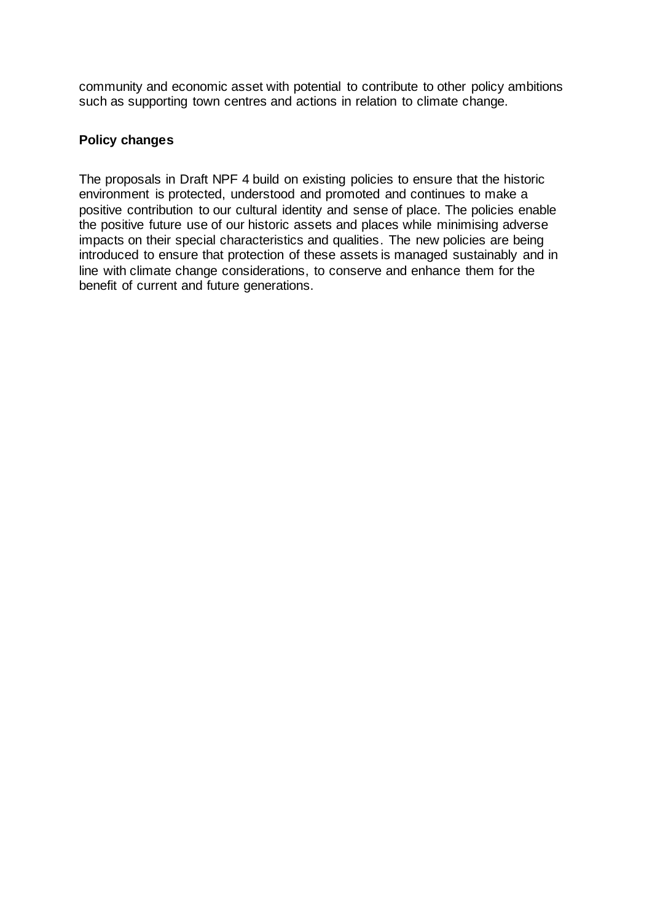community and economic asset with potential to contribute to other policy ambitions such as supporting town centres and actions in relation to climate change.

**Policy changes**

The proposals in Draft NPF 4 build on existing policies to ensure that the historic environment is protected, understood and promoted and continues to make a positive contribution to our cultural identity and sense of place. The policies enable the positive future use of our historic assets and places while minimising adverse impacts on their special characteristics and qualities. The new policies are being introduced to ensure that protection of these assets is managed sustainably and in line with climate change considerations, to conserve and enhance them for the benefit of current and future generations.